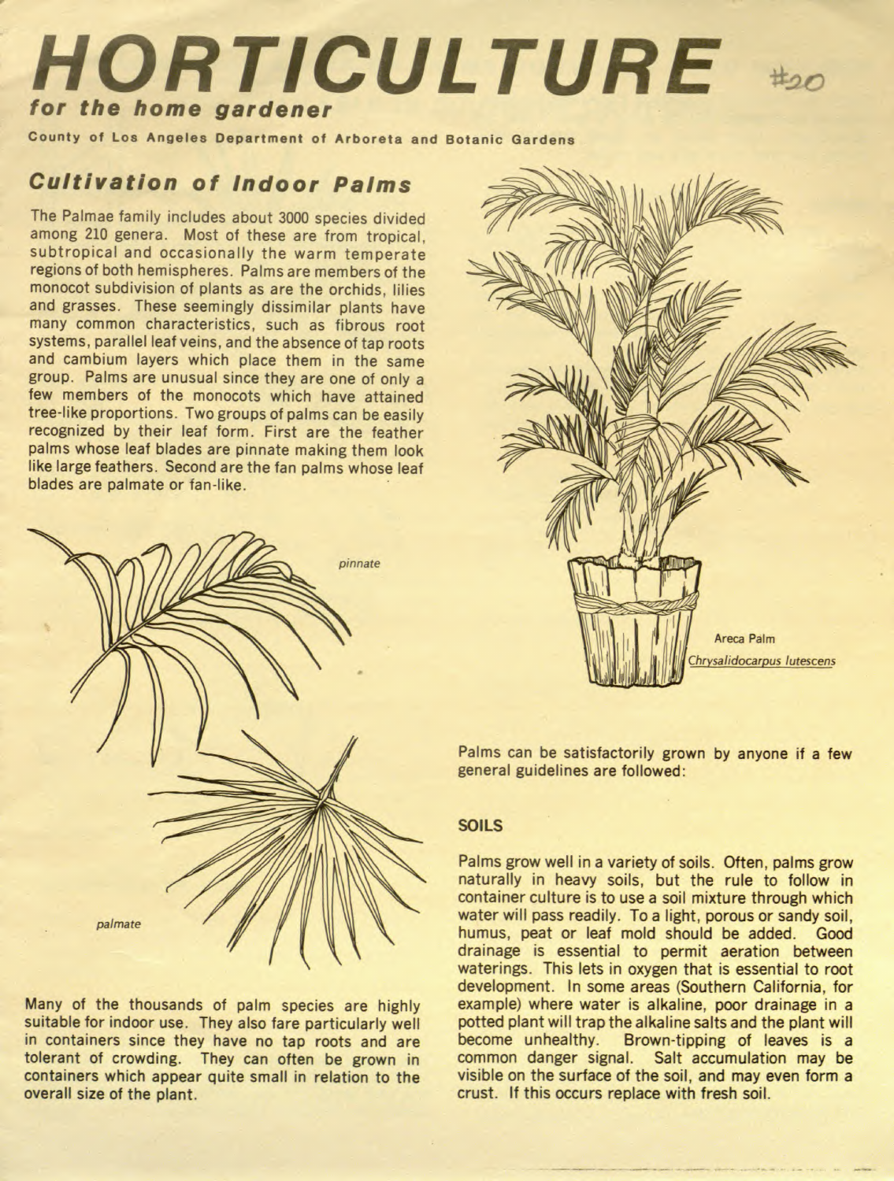# HORTICULTURE

**#20**

***for the home gardener***

**County of Los Angeles Department of Arboreta and Botanic Gardens**

## *Cultivation of Indoor Palms*

The Palmae family includes about 3000 species divided among 210 genera. Most of these are from tropical, subtropical and occasionally the warm temperate regions of both hemispheres. Palms are members of the monocot subdivision of plants as are the orchids, lilies and grasses. These seemingly dissimilar plants have many common characteristics, such as fibrous root systems, parallel leaf veins, and the absence of tap roots and cambium layers which place them in the same group. Palms are unusual since they are one of only a few members of the monocots which have attained tree-like proportions. Two groups of palms can be easily recognized by their leaf form. First are the feather palms whose leaf blades are pinnate making them look like large feathers. Second are the fan palms whose leaf blades are palmate or fan-like.

*pinnate*

*palmate*

Many of the thousands of palm species are highly suitable for indoor use. They also fare particularly well in containers since they have no tap roots and are tolerant of crowding. They can often be grown in containers which appear quite small in relation to the overall size of the plant.

Areca Palm
*Chrysalidocarpus lutescens*

Palms can be satisfactorily grown by anyone if a few general guidelines are followed:

### SOILS

Palms grow well in a variety of soils. Often, palms grow naturally in heavy soils, but the rule to follow in container culture is to use a soil mixture through which water will pass readily. To a light, porous or sandy soil, humus, peat or leaf mold should be added. Good drainage is essential to permit aeration between waterings. This lets in oxygen that is essential to root development. In some areas (Southern California, for example) where water is alkaline, poor drainage in a potted plant will trap the alkaline salts and the plant will become unhealthy. Brown-tipping of leaves is a common danger signal. Salt accumulation may be visible on the surface of the soil, and may even form a crust. If this occurs replace with fresh soil.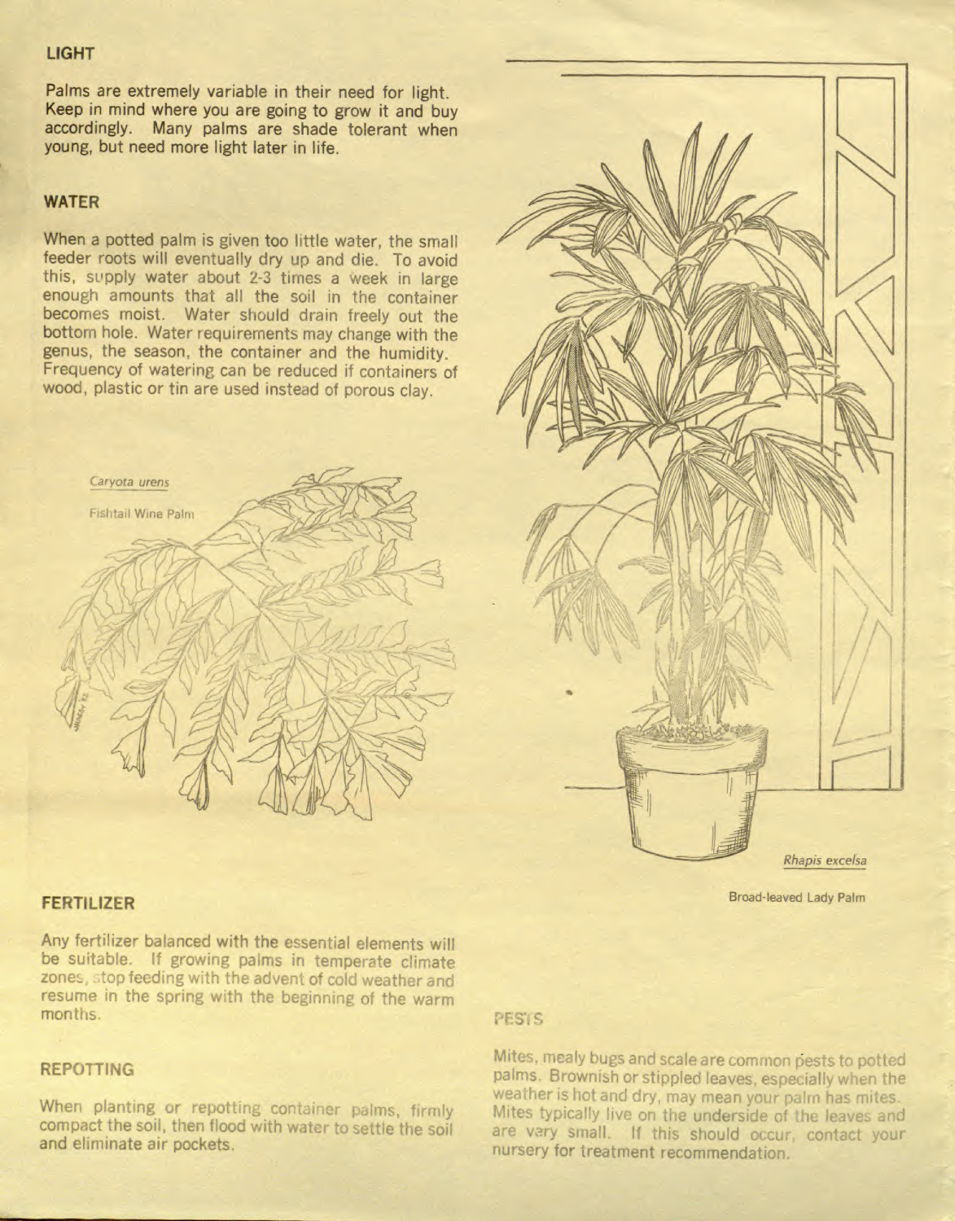## LIGHT

Palms are extremely variable in their need for light. Keep in mind where you are going to grow it and buy accordingly. Many palms are shade tolerant when young, but need more light later in life.

## WATER

When a potted palm is given too little water, the small feeder roots will eventually dry up and die. To avoid this, supply water about 2-3 times a week in large enough amounts that all the soil in the container becomes moist. Water should drain freely out the bottom hole. Water requirements may change with the genus, the season, the container and the humidity. Frequency of watering can be reduced if containers of wood, plastic or tin are used instead of porous clay.

*Caryota urens*

Fishtail Wine Palm

*Rhapis excelsa*

Broad-leaved Lady Palm

## FERTILIZER

Any fertilizer balanced with the essential elements will be suitable. If growing palms in temperate climate zones, stop feeding with the advent of cold weather and resume in the spring with the beginning of the warm months.

## REPOTTING

When planting or repotting container palms, firmly compact the soil, then flood with water to settle the soil and eliminate air pockets.

## PESTS

Mites, mealy bugs and scale are common pests to potted palms. Brownish or stippled leaves, especially when the weather is hot and dry, may mean your palm has mites. Mites typically live on the underside of the leaves and are very small. If this should occur, contact your nursery for treatment recommendation.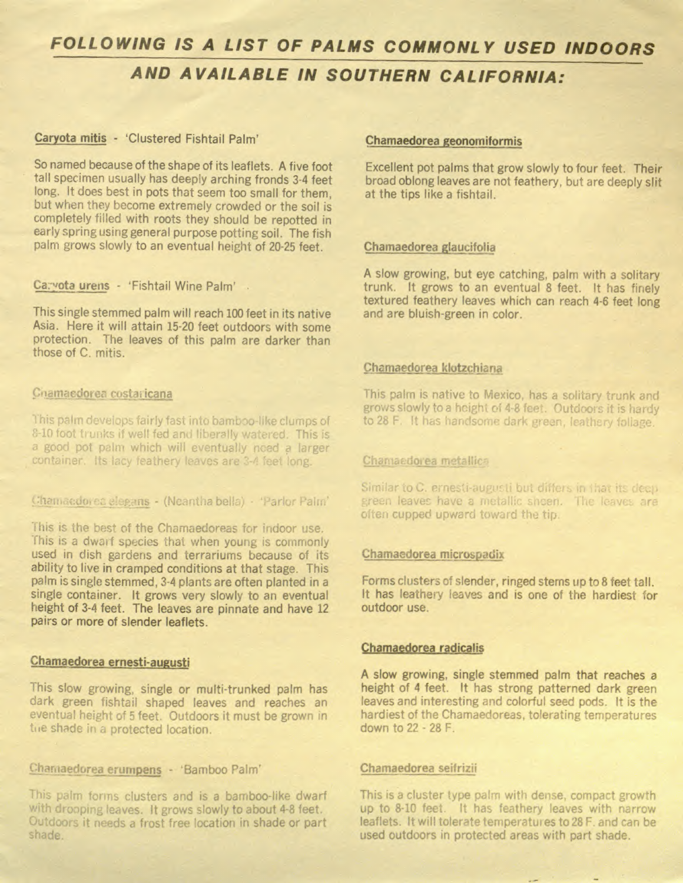# FOLLOWING IS A LIST OF PALMS COMMONLY USED INDOORS AND AVAILABLE IN SOUTHERN CALIFORNIA:

**Caryota mitis** - 'Clustered Fishtail Palm'

So named because of the shape of its leaflets. A five foot tall specimen usually has deeply arching fronds 3-4 feet long. It does best in pots that seem too small for them, but when they become extremely crowded or the soil is completely filled with roots they should be repotted in early spring using general purpose potting soil. The fish palm grows slowly to an eventual height of 20-25 feet.

**Caryota urens** - 'Fishtail Wine Palm'

This single stemmed palm will reach 100 feet in its native Asia. Here it will attain 15-20 feet outdoors with some protection. The leaves of this palm are darker than those of C. mitis.

**Chamaedorea costaricana**

This palm develops fairly fast into bamboo-like clumps of 8-10 foot trunks if well fed and liberally watered. This is a good pot palm which will eventually need a larger container. Its lacy feathery leaves are 3-4 feet long.

**Chamaedorea elegans** - (Neantha bella) - 'Parlor Palm'

This is the best of the Chamaedoreas for indoor use. This is a dwarf species that when young is commonly used in dish gardens and terrariums because of its ability to live in cramped conditions at that stage. This palm is single stemmed, 3-4 plants are often planted in a single container. It grows very slowly to an eventual height of 3-4 feet. The leaves are pinnate and have 12 pairs or more of slender leaflets.

**Chamaedorea ernesti-augusti**

This slow growing, single or multi-trunked palm has dark green fishtail shaped leaves and reaches an eventual height of 5 feet. Outdoors it must be grown in the shade in a protected location.

**Chamaedorea erumpens** - 'Bamboo Palm'

This palm forms clusters and is a bamboo-like dwarf with drooping leaves. It grows slowly to about 4-8 feet. Outdoors it needs a frost free location in shade or part shade.

**Chamaedorea geonomiformis**

Excellent pot palms that grow slowly to four feet. Their broad oblong leaves are not feathery, but are deeply slit at the tips like a fishtail.

**Chamaedorea glaucifolia**

A slow growing, but eye catching, palm with a solitary trunk. It grows to an eventual 8 feet. It has finely textured feathery leaves which can reach 4-6 feet long and are bluish-green in color.

**Chamaedorea klotzchiana**

This palm is native to Mexico, has a solitary trunk and grows slowly to a height of 4-8 feet. Outdoors it is hardy to 28 F. It has handsome dark green, leathery foliage.

**Chamaedorea metallica**

Similar to C. ernesti-augusti but differs in that its deep green leaves have a metallic sheen. The leaves are often cupped upward toward the tip.

**Chamaedorea microspadix**

Forms clusters of slender, ringed stems up to 8 feet tall. It has leathery leaves and is one of the hardiest for outdoor use.

**Chamaedorea radicalis**

A slow growing, single stemmed palm that reaches a height of 4 feet. It has strong patterned dark green leaves and interesting and colorful seed pods. It is the hardiest of the Chamaedoreas, tolerating temperatures down to 22 - 28 F.

**Chamaedorea seifrizii**

This is a cluster type palm with dense, compact growth up to 8-10 feet. It has feathery leaves with narrow leaflets. It will tolerate temperatures to 28 F. and can be used outdoors in protected areas with part shade.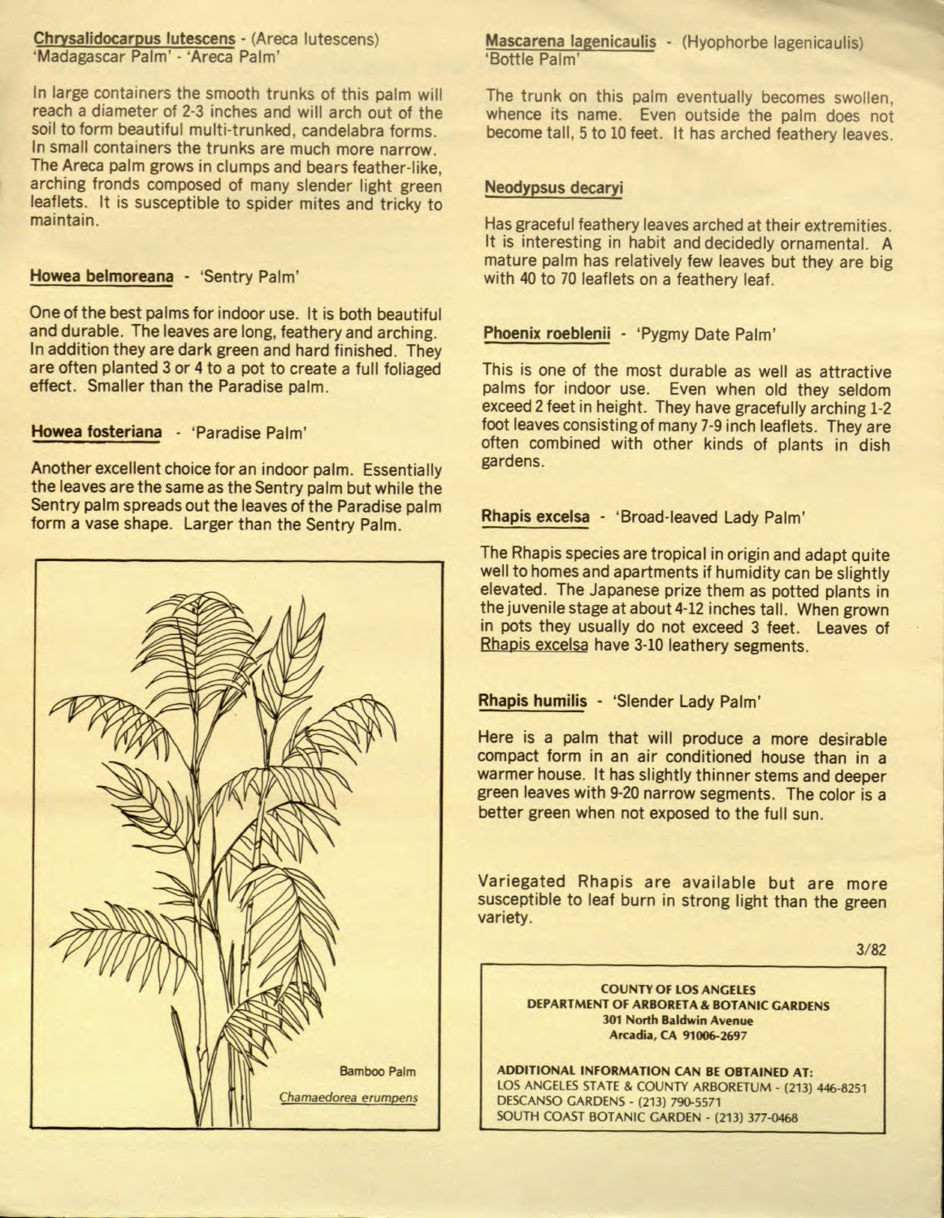**Chrysalidocarpus lutescens** - (Areca lutescens)
'Madagascar Palm' - 'Areca Palm'

In large containers the smooth trunks of this palm will reach a diameter of 2-3 inches and will arch out of the soil to form beautiful multi-trunked, candelabra forms. In small containers the trunks are much more narrow. The Areca palm grows in clumps and bears feather-like, arching fronds composed of many slender light green leaflets. It is susceptible to spider mites and tricky to maintain.

**Howea belmoreana** - 'Sentry Palm'

One of the best palms for indoor use. It is both beautiful and durable. The leaves are long, feathery and arching. In addition they are dark green and hard finished. They are often planted 3 or 4 to a pot to create a full foliaged effect. Smaller than the Paradise palm.

**Howea fosteriana** - 'Paradise Palm'

Another excellent choice for an indoor palm. Essentially the leaves are the same as the Sentry palm but while the Sentry palm spreads out the leaves of the Paradise palm form a vase shape. Larger than the Sentry Palm.

Bamboo Palm
*Chamaedorea erumpens*

**Mascarena lagenicaulis** - (Hyophorbe lagenicaulis)
'Bottle Palm'

The trunk on this palm eventually becomes swollen, whence its name. Even outside the palm does not become tall, 5 to 10 feet. It has arched feathery leaves.

**Neodypsus decaryi**

Has graceful feathery leaves arched at their extremities. It is interesting in habit and decidedly ornamental. A mature palm has relatively few leaves but they are big with 40 to 70 leaflets on a feathery leaf.

**Phoenix roeblenii** - 'Pygmy Date Palm'

This is one of the most durable as well as attractive palms for indoor use. Even when old they seldom exceed 2 feet in height. They have gracefully arching 1-2 foot leaves consisting of many 7-9 inch leaflets. They are often combined with other kinds of plants in dish gardens.

**Rhapis excelsa** - 'Broad-leaved Lady Palm'

The Rhapis species are tropical in origin and adapt quite well to homes and apartments if humidity can be slightly elevated. The Japanese prize them as potted plants in the juvenile stage at about 4-12 inches tall. When grown in pots they usually do not exceed 3 feet. Leaves of Rhapis excelsa have 3-10 leathery segments.

**Rhapis humilis** - 'Slender Lady Palm'

Here is a palm that will produce a more desirable compact form in an air conditioned house than in a warmer house. It has slightly thinner stems and deeper green leaves with 9-20 narrow segments. The color is a better green when not exposed to the full sun.

Variegated Rhapis are available but are more susceptible to leaf burn in strong light than the green variety.

3/82

**COUNTY OF LOS ANGELES**
**DEPARTMENT OF ARBORETA & BOTANIC GARDENS**
**301 North Baldwin Avenue**
**Arcadia, CA 91006-2697**

**ADDITIONAL INFORMATION CAN BE OBTAINED AT:**
LOS ANGELES STATE & COUNTY ARBORETUM - (213) 446-8251
DESCANSO GARDENS - (213) 790-5571
SOUTH COAST BOTANIC GARDEN - (213) 377-0468